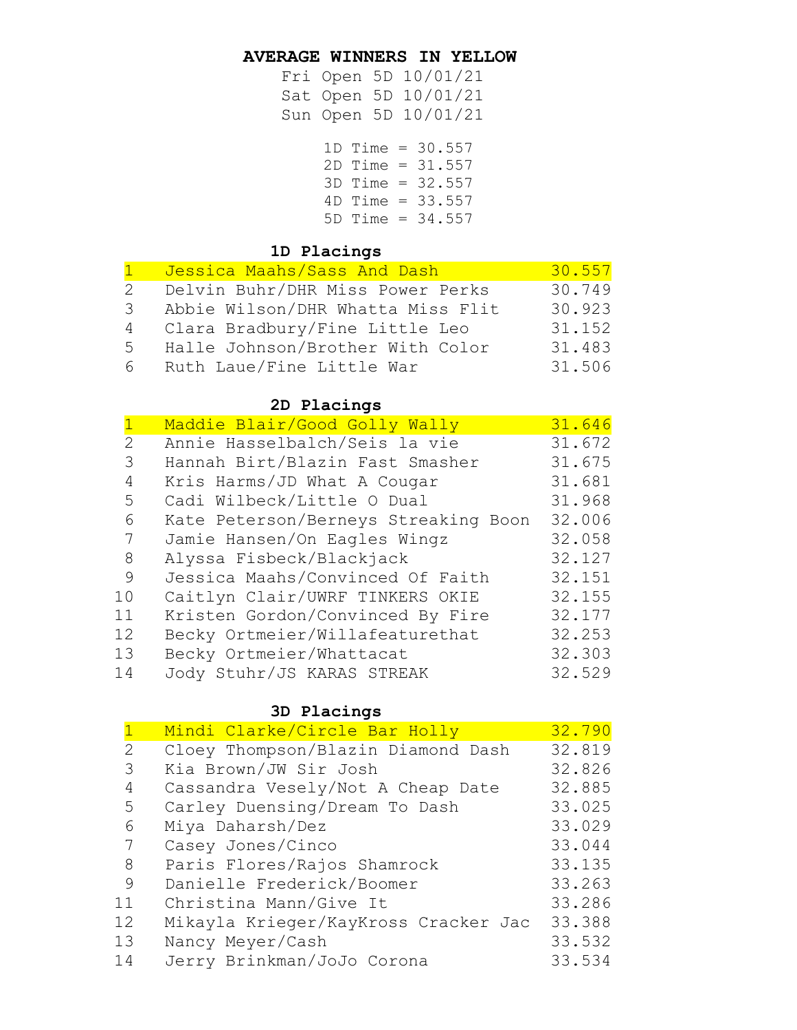**AVERAGE WINNERS IN YELLOW**

Fri Open 5D 10/01/21
Sat Open 5D 10/01/21
Sun Open 5D 10/01/21

1D Time = 30.557
2D Time = 31.557
3D Time = 32.557
4D Time = 33.557
5D Time = 34.557

### 1D Placings

| Place | Rider/Horse | Time |
|---|---|---|
| 1 | Jessica Maahs/Sass And Dash | 30.557 |
| 2 | Delvin Buhr/DHR Miss Power Perks | 30.749 |
| 3 | Abbie Wilson/DHR Whatta Miss Flit | 30.923 |
| 4 | Clara Bradbury/Fine Little Leo | 31.152 |
| 5 | Halle Johnson/Brother With Color | 31.483 |
| 6 | Ruth Laue/Fine Little War | 31.506 |

### 2D Placings

| Place | Rider/Horse | Time |
|---|---|---|
| 1 | Maddie Blair/Good Golly Wally | 31.646 |
| 2 | Annie Hasselbalch/Seis la vie | 31.672 |
| 3 | Hannah Birt/Blazin Fast Smasher | 31.675 |
| 4 | Kris Harms/JD What A Cougar | 31.681 |
| 5 | Cadi Wilbeck/Little O Dual | 31.968 |
| 6 | Kate Peterson/Berneys Streaking Boon | 32.006 |
| 7 | Jamie Hansen/On Eagles Wingz | 32.058 |
| 8 | Alyssa Fisbeck/Blackjack | 32.127 |
| 9 | Jessica Maahs/Convinced Of Faith | 32.151 |
| 10 | Caitlyn Clair/UWRF TINKERS OKIE | 32.155 |
| 11 | Kristen Gordon/Convinced By Fire | 32.177 |
| 12 | Becky Ortmeier/Willafeaturethat | 32.253 |
| 13 | Becky Ortmeier/Whattacat | 32.303 |
| 14 | Jody Stuhr/JS KARAS STREAK | 32.529 |

### 3D Placings

| Place | Rider/Horse | Time |
|---|---|---|
| 1 | Mindi Clarke/Circle Bar Holly | 32.790 |
| 2 | Cloey Thompson/Blazin Diamond Dash | 32.819 |
| 3 | Kia Brown/JW Sir Josh | 32.826 |
| 4 | Cassandra Vesely/Not A Cheap Date | 32.885 |
| 5 | Carley Duensing/Dream To Dash | 33.025 |
| 6 | Miya Daharsh/Dez | 33.029 |
| 7 | Casey Jones/Cinco | 33.044 |
| 8 | Paris Flores/Rajos Shamrock | 33.135 |
| 9 | Danielle Frederick/Boomer | 33.263 |
| 11 | Christina Mann/Give It | 33.286 |
| 12 | Mikayla Krieger/KayKross Cracker Jac | 33.388 |
| 13 | Nancy Meyer/Cash | 33.532 |
| 14 | Jerry Brinkman/JoJo Corona | 33.534 |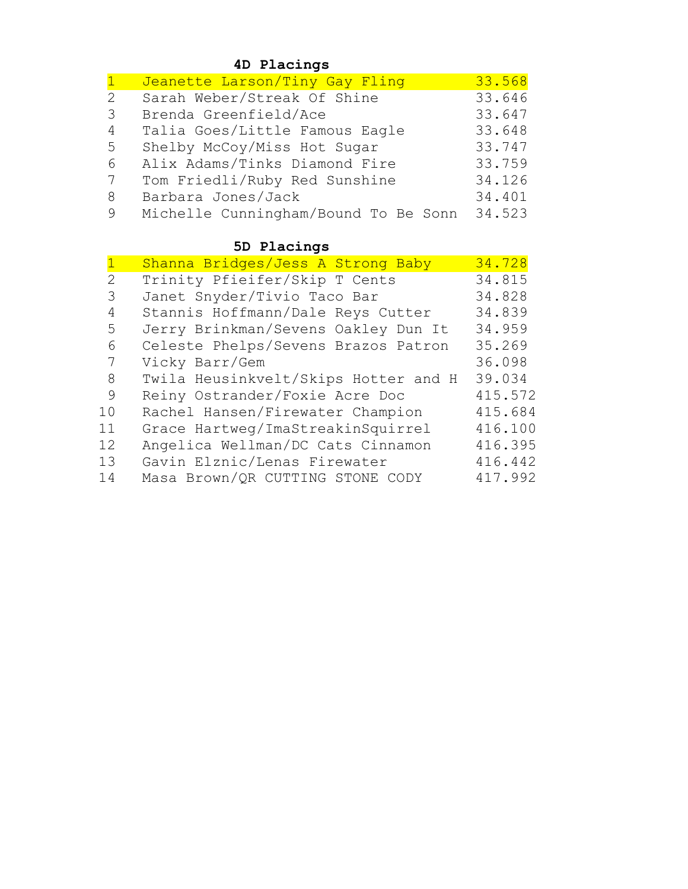**4D Placings**

| | | |
|---|---|---|
| 1 | Jeanette Larson/Tiny Gay Fling | 33.568 |
| 2 | Sarah Weber/Streak Of Shine | 33.646 |
| 3 | Brenda Greenfield/Ace | 33.647 |
| 4 | Talia Goes/Little Famous Eagle | 33.648 |
| 5 | Shelby McCoy/Miss Hot Sugar | 33.747 |
| 6 | Alix Adams/Tinks Diamond Fire | 33.759 |
| 7 | Tom Friedli/Ruby Red Sunshine | 34.126 |
| 8 | Barbara Jones/Jack | 34.401 |
| 9 | Michelle Cunningham/Bound To Be Sonn | 34.523 |

**5D Placings**

| | | |
|---|---|---|
| 1 | Shanna Bridges/Jess A Strong Baby | 34.728 |
| 2 | Trinity Pfieifer/Skip T Cents | 34.815 |
| 3 | Janet Snyder/Tivio Taco Bar | 34.828 |
| 4 | Stannis Hoffmann/Dale Reys Cutter | 34.839 |
| 5 | Jerry Brinkman/Sevens Oakley Dun It | 34.959 |
| 6 | Celeste Phelps/Sevens Brazos Patron | 35.269 |
| 7 | Vicky Barr/Gem | 36.098 |
| 8 | Twila Heusinkvelt/Skips Hotter and H | 39.034 |
| 9 | Reiny Ostrander/Foxie Acre Doc | 415.572 |
| 10 | Rachel Hansen/Firewater Champion | 415.684 |
| 11 | Grace Hartweg/ImaStreakinSquirrel | 416.100 |
| 12 | Angelica Wellman/DC Cats Cinnamon | 416.395 |
| 13 | Gavin Elznic/Lenas Firewater | 416.442 |
| 14 | Masa Brown/QR CUTTING STONE CODY | 417.992 |